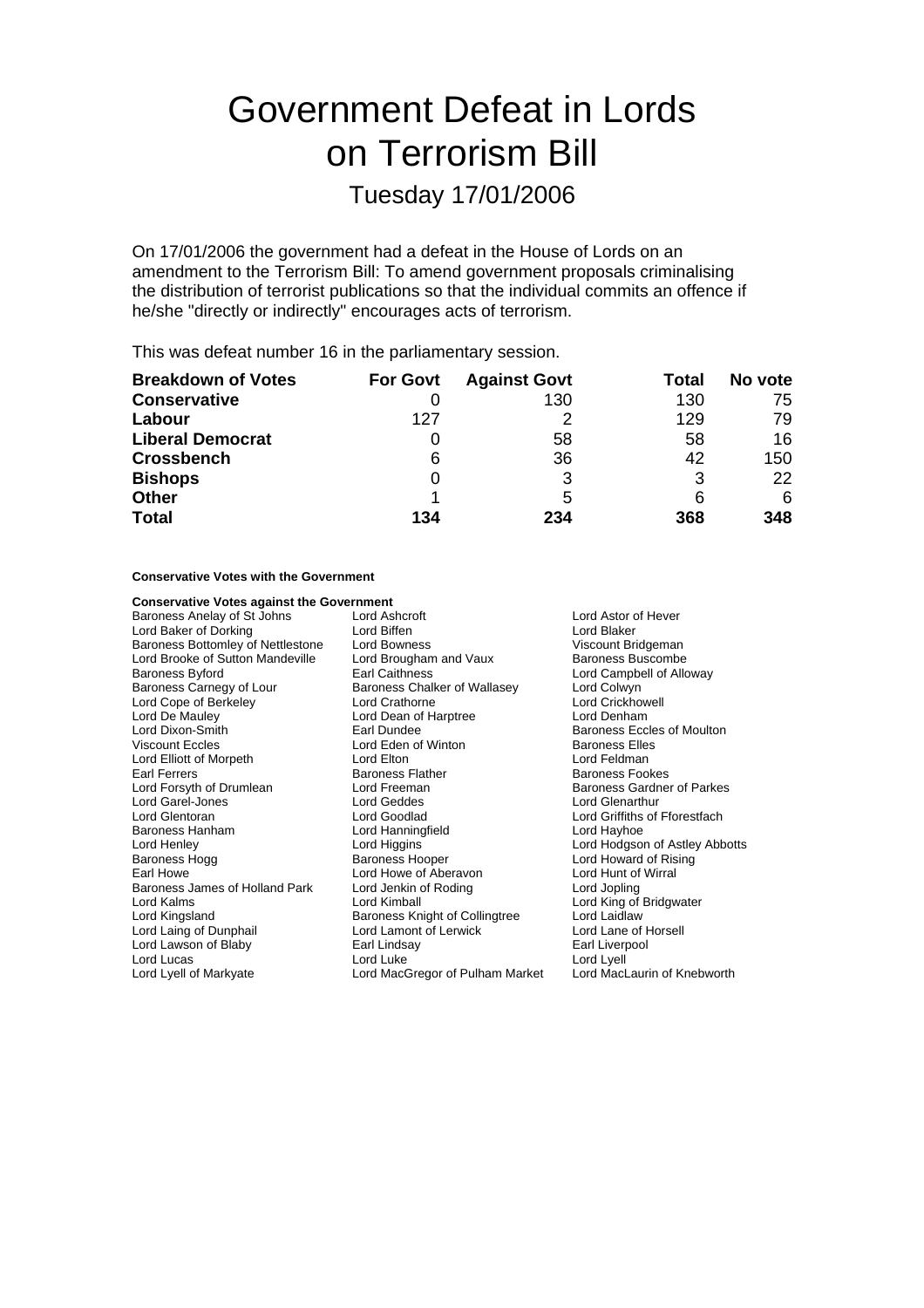# Government Defeat in Lords on Terrorism Bill

## Tuesday 17/01/2006

On 17/01/2006 the government had a defeat in the House of Lords on an amendment to the Terrorism Bill: To amend government proposals criminalising the distribution of terrorist publications so that the individual commits an offence if he/she "directly or indirectly" encourages acts of terrorism.

This was defeat number 16 in the parliamentary session.

| Breakdown of Votes | For Govt | Against Govt | Total | No vote |
|---|---|---|---|---|
| **Conservative** | 0 | 130 | 130 | 75 |
| **Labour** | 127 | 2 | 129 | 79 |
| **Liberal Democrat** | 0 | 58 | 58 | 16 |
| **Crossbench** | 6 | 36 | 42 | 150 |
| **Bishops** | 0 | 3 | 3 | 22 |
| **Other** | 1 | 5 | 6 | 6 |
| **Total** | **134** | **234** | **368** | **348** |

**Conservative Votes with the Government**

**Conservative Votes against the Government**

Baroness Anelay of St Johns
Lord Ashcroft
Lord Astor of Hever
Lord Baker of Dorking
Lord Biffen
Lord Blaker
Baroness Bottomley of Nettlestone
Lord Bowness
Viscount Bridgeman
Lord Brooke of Sutton Mandeville
Lord Brougham and Vaux
Baroness Buscombe
Baroness Byford
Earl Caithness
Lord Campbell of Alloway
Baroness Carnegy of Lour
Baroness Chalker of Wallasey
Lord Colwyn
Lord Cope of Berkeley
Lord Crathorne
Lord Crickhowell
Lord De Mauley
Lord Dean of Harptree
Lord Denham
Lord Dixon-Smith
Earl Dundee
Baroness Eccles of Moulton
Viscount Eccles
Lord Eden of Winton
Baroness Elles
Lord Elliott of Morpeth
Lord Elton
Lord Feldman
Earl Ferrers
Baroness Flather
Baroness Fookes
Lord Forsyth of Drumlean
Lord Freeman
Baroness Gardner of Parkes
Lord Garel-Jones
Lord Geddes
Lord Glenarthur
Lord Glentoran
Lord Goodlad
Lord Griffiths of Fforestfach
Baroness Hanham
Lord Hanningfield
Lord Hayhoe
Lord Henley
Lord Higgins
Lord Hodgson of Astley Abbotts
Baroness Hogg
Baroness Hooper
Lord Howard of Rising
Earl Howe
Lord Howe of Aberavon
Lord Hunt of Wirral
Baroness James of Holland Park
Lord Jenkin of Roding
Lord Jopling
Lord Kalms
Lord Kimball
Lord King of Bridgwater
Lord Kingsland
Baroness Knight of Collingtree
Lord Laidlaw
Lord Laing of Dunphail
Lord Lamont of Lerwick
Lord Lane of Horsell
Lord Lawson of Blaby
Earl Lindsay
Earl Liverpool
Lord Lucas
Lord Luke
Lord Lyell
Lord Lyell of Markyate
Lord MacGregor of Pulham Market
Lord MacLaurin of Knebworth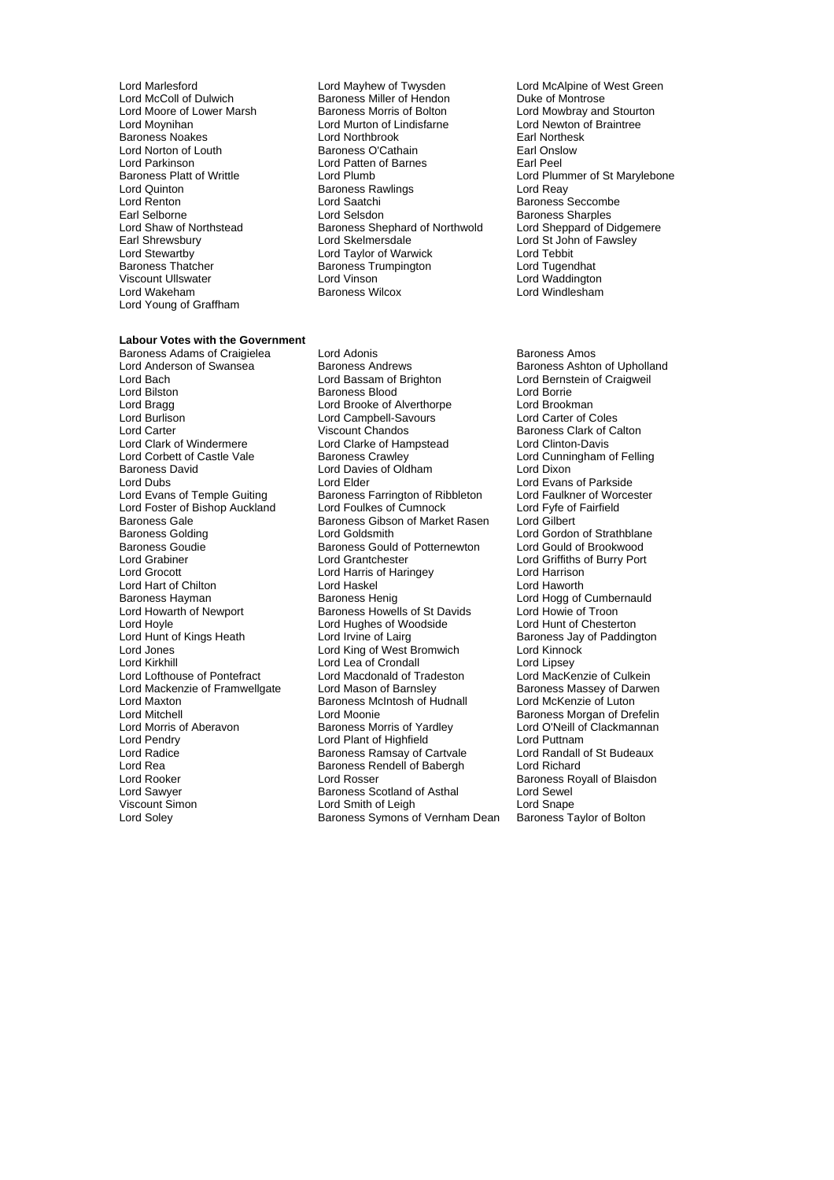Lord Marlesford
Lord Mayhew of Twysden
Lord McAlpine of West Green
Lord McColl of Dulwich
Baroness Miller of Hendon
Duke of Montrose
Lord Moore of Lower Marsh
Baroness Morris of Bolton
Lord Mowbray and Stourton
Lord Moynihan
Lord Murton of Lindisfarne
Lord Newton of Braintree
Baroness Noakes
Lord Northbrook
Earl Northesk
Lord Norton of Louth
Baroness O'Cathain
Earl Onslow
Lord Parkinson
Lord Patten of Barnes
Earl Peel
Baroness Platt of Writtle
Lord Plumb
Lord Plummer of St Marylebone
Lord Quinton
Baroness Rawlings
Lord Reay
Lord Renton
Lord Saatchi
Baroness Seccombe
Earl Selborne
Lord Selsdon
Baroness Sharples
Lord Shaw of Northstead
Baroness Shephard of Northwold
Lord Sheppard of Didgemere
Earl Shrewsbury
Lord Skelmersdale
Lord St John of Fawsley
Lord Stewartby
Lord Taylor of Warwick
Lord Tebbit
Baroness Thatcher
Baroness Trumpington
Lord Tugendhat
Viscount Ullswater
Lord Vinson
Lord Waddington
Lord Wakeham
Baroness Wilcox
Lord Windlesham
Lord Young of Graffham

**Labour Votes with the Government**

Baroness Adams of Craigielea
Lord Adonis
Baroness Amos
Lord Anderson of Swansea
Baroness Andrews
Baroness Ashton of Upholland
Lord Bach
Lord Bassam of Brighton
Lord Bernstein of Craigweil
Lord Bilston
Baroness Blood
Lord Borrie
Lord Bragg
Lord Brooke of Alverthorpe
Lord Brookman
Lord Burlison
Lord Campbell-Savours
Lord Carter of Coles
Lord Carter
Viscount Chandos
Baroness Clark of Calton
Lord Clark of Windermere
Lord Clarke of Hampstead
Lord Clinton-Davis
Lord Corbett of Castle Vale
Baroness Crawley
Lord Cunningham of Felling
Baroness David
Lord Davies of Oldham
Lord Dixon
Lord Dubs
Lord Elder
Lord Evans of Parkside
Lord Evans of Temple Guiting
Baroness Farrington of Ribbleton
Lord Faulkner of Worcester
Lord Foster of Bishop Auckland
Lord Foulkes of Cumnock
Lord Fyfe of Fairfield
Baroness Gale
Baroness Gibson of Market Rasen
Lord Gilbert
Baroness Golding
Lord Goldsmith
Lord Gordon of Strathblane
Baroness Goudie
Baroness Gould of Potternewton
Lord Gould of Brookwood
Lord Grabiner
Lord Grantchester
Lord Griffiths of Burry Port
Lord Grocott
Lord Harris of Haringey
Lord Harrison
Lord Hart of Chilton
Lord Haskel
Lord Haworth
Baroness Hayman
Baroness Henig
Lord Hogg of Cumbernauld
Lord Howarth of Newport
Baroness Howells of St Davids
Lord Howie of Troon
Lord Hoyle
Lord Hughes of Woodside
Lord Hunt of Chesterton
Lord Hunt of Kings Heath
Lord Irvine of Lairg
Baroness Jay of Paddington
Lord Jones
Lord King of West Bromwich
Lord Kinnock
Lord Kirkhill
Lord Lea of Crondall
Lord Lipsey
Lord Lofthouse of Pontefract
Lord Macdonald of Tradeston
Lord MacKenzie of Culkein
Lord Mackenzie of Framwellgate
Lord Mason of Barnsley
Baroness Massey of Darwen
Lord Maxton
Baroness McIntosh of Hudnall
Lord McKenzie of Luton
Lord Mitchell
Lord Moonie
Baroness Morgan of Drefelin
Lord Morris of Aberavon
Baroness Morris of Yardley
Lord O'Neill of Clackmannan
Lord Pendry
Lord Plant of Highfield
Lord Puttnam
Lord Radice
Baroness Ramsay of Cartvale
Lord Randall of St Budeaux
Lord Rea
Baroness Rendell of Babergh
Lord Richard
Lord Rooker
Lord Rosser
Baroness Royall of Blaisdon
Lord Sawyer
Baroness Scotland of Asthal
Lord Sewel
Viscount Simon
Lord Smith of Leigh
Lord Snape
Lord Soley
Baroness Symons of Vernham Dean
Baroness Taylor of Bolton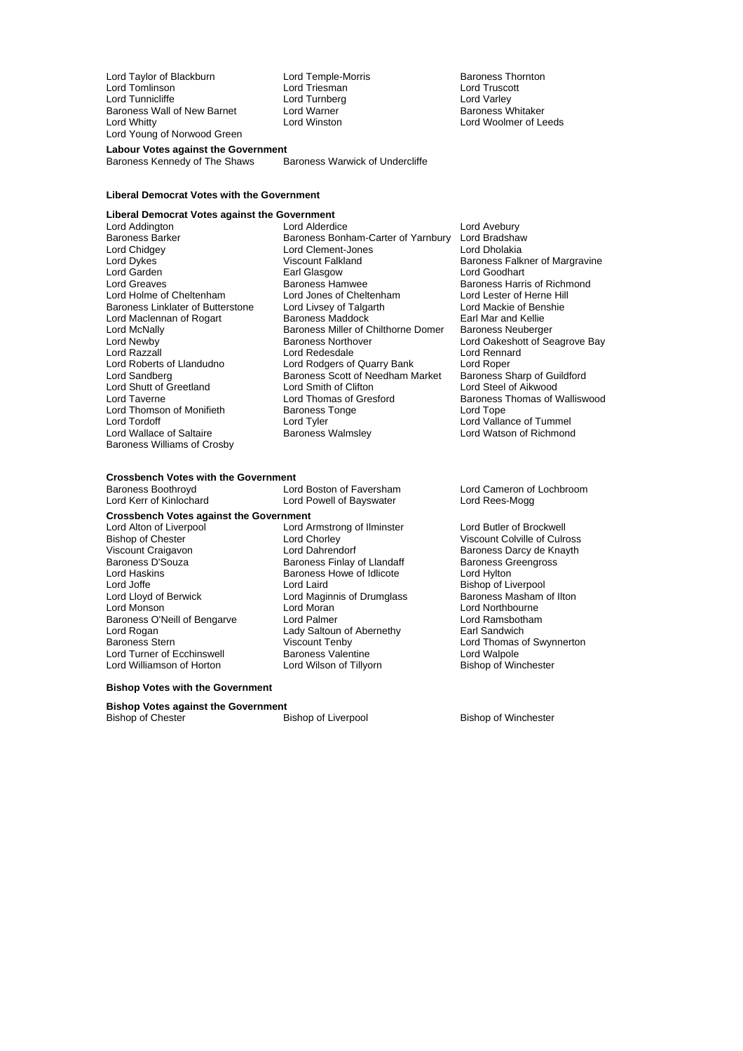Lord Taylor of Blackburn
Lord Temple-Morris
Baroness Thornton
Lord Tomlinson
Lord Triesman
Lord Truscott
Lord Tunnicliffe
Lord Turnberg
Lord Varley
Baroness Wall of New Barnet
Lord Warner
Baroness Whitaker
Lord Whitty
Lord Winston
Lord Woolmer of Leeds
Lord Young of Norwood Green

**Labour Votes against the Government**

Baroness Kennedy of The Shaws
Baroness Warwick of Undercliffe

**Liberal Democrat Votes with the Government**

**Liberal Democrat Votes against the Government**

Lord Addington
Lord Alderdice
Lord Avebury
Baroness Barker
Baroness Bonham-Carter of Yarnbury
Lord Bradshaw
Lord Chidgey
Lord Clement-Jones
Lord Dholakia
Lord Dykes
Viscount Falkland
Baroness Falkner of Margravine
Lord Garden
Earl Glasgow
Lord Goodhart
Lord Greaves
Baroness Hamwee
Baroness Harris of Richmond
Lord Holme of Cheltenham
Lord Jones of Cheltenham
Lord Lester of Herne Hill
Baroness Linklater of Butterstone
Lord Livsey of Talgarth
Lord Mackie of Benshie
Lord Maclennan of Rogart
Baroness Maddock
Earl Mar and Kellie
Lord McNally
Baroness Miller of Chilthorne Domer
Baroness Neuberger
Lord Newby
Baroness Northover
Lord Oakeshott of Seagrove Bay
Lord Razzall
Lord Redesdale
Lord Rennard
Lord Roberts of Llandudno
Lord Rodgers of Quarry Bank
Lord Roper
Lord Sandberg
Baroness Scott of Needham Market
Baroness Sharp of Guildford
Lord Shutt of Greetland
Lord Smith of Clifton
Lord Steel of Aikwood
Lord Taverne
Lord Thomas of Gresford
Baroness Thomas of Walliswood
Lord Thomson of Monifieth
Baroness Tonge
Lord Tope
Lord Tordoff
Lord Tyler
Lord Vallance of Tummel
Lord Wallace of Saltaire
Baroness Walmsley
Lord Watson of Richmond
Baroness Williams of Crosby

**Crossbench Votes with the Government**

Baroness Boothroyd
Lord Boston of Faversham
Lord Cameron of Lochbroom
Lord Kerr of Kinlochard
Lord Powell of Bayswater
Lord Rees-Mogg

**Crossbench Votes against the Government**

Lord Alton of Liverpool
Lord Armstrong of Ilminster
Lord Butler of Brockwell
Bishop of Chester
Lord Chorley
Viscount Colville of Culross
Viscount Craigavon
Lord Dahrendorf
Baroness Darcy de Knayth
Baroness D'Souza
Baroness Finlay of Llandaff
Baroness Greengross
Lord Haskins
Baroness Howe of Idlicote
Lord Hylton
Lord Joffe
Lord Laird
Bishop of Liverpool
Lord Lloyd of Berwick
Lord Maginnis of Drumglass
Baroness Masham of Ilton
Lord Monson
Lord Moran
Lord Northbourne
Baroness O'Neill of Bengarve
Lord Palmer
Lord Ramsbotham
Lord Rogan
Lady Saltoun of Abernethy
Earl Sandwich
Baroness Stern
Viscount Tenby
Lord Thomas of Swynnerton
Lord Turner of Ecchinswell
Baroness Valentine
Lord Walpole
Lord Williamson of Horton
Lord Wilson of Tillyorn
Bishop of Winchester

**Bishop Votes with the Government**

**Bishop Votes against the Government**

Bishop of Chester
Bishop of Liverpool
Bishop of Winchester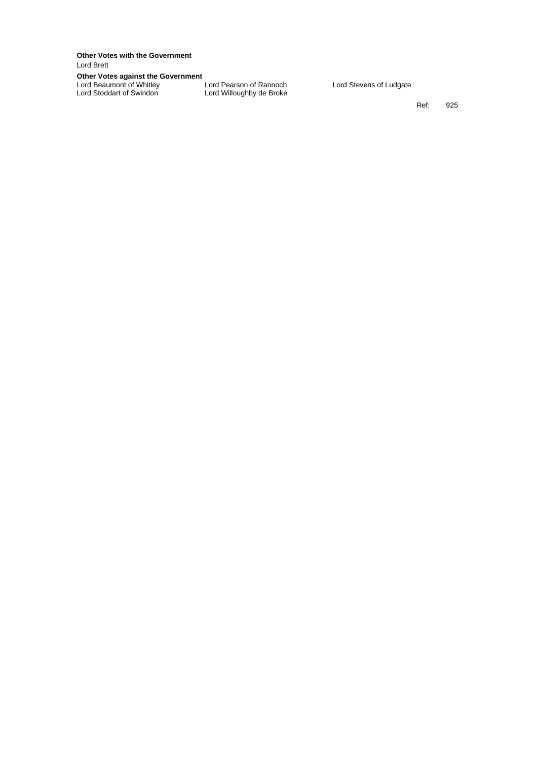**Other Votes with the Government**

Lord Brett

**Other Votes against the Government**

| | | |
|---|---|---|
| Lord Beaumont of Whitley | Lord Pearson of Rannoch | Lord Stevens of Ludgate |
| Lord Stoddart of Swindon | Lord Willoughby de Broke | |

Ref: 925